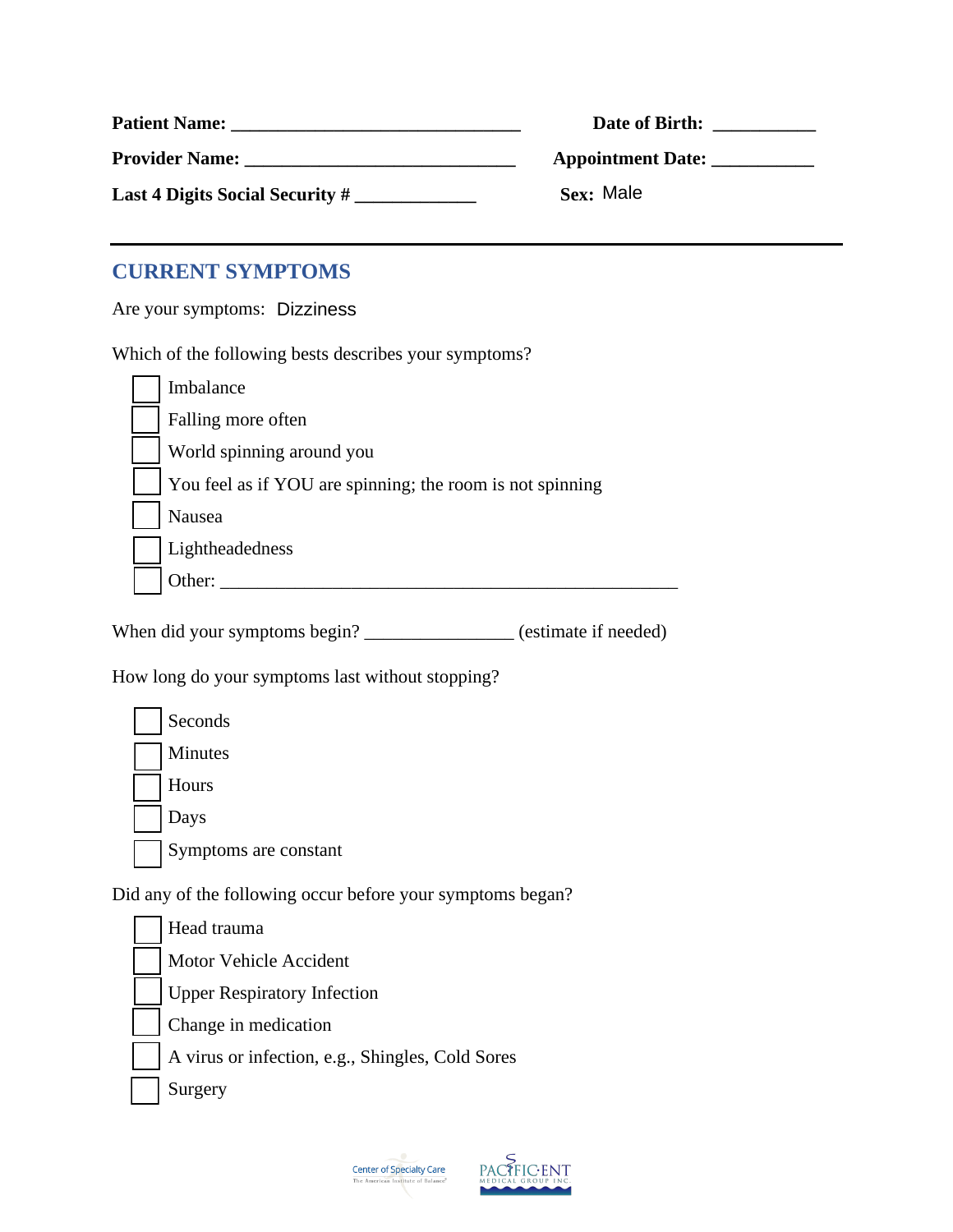**Patient Name:** ________________________________ **Date of Birth:** ___________

**Provider Name:** ______________________________ **Appointment Date:** ___________

**Last 4 Digits Social Security #** _____________ **Sex:** Male

---

## CURRENT SYMPTOMS

Are your symptoms: Dizziness

Which of the following bests describes your symptoms?

- [ ] Imbalance
- [ ] Falling more often
- [ ] World spinning around you
- [ ] You feel as if YOU are spinning; the room is not spinning
- [ ] Nausea
- [ ] Lightheadedness
- [ ] Other: ___________________________________________________

When did your symptoms begin? ________________ (estimate if needed)

How long do your symptoms last without stopping?

- [ ] Seconds
- [ ] Minutes
- [ ] Hours
- [ ] Days
- [ ] Symptoms are constant

Did any of the following occur before your symptoms began?

- [ ] Head trauma
- [ ] Motor Vehicle Accident
- [ ] Upper Respiratory Infection
- [ ] Change in medication
- [ ] A virus or infection, e.g., Shingles, Cold Sores
- [ ] Surgery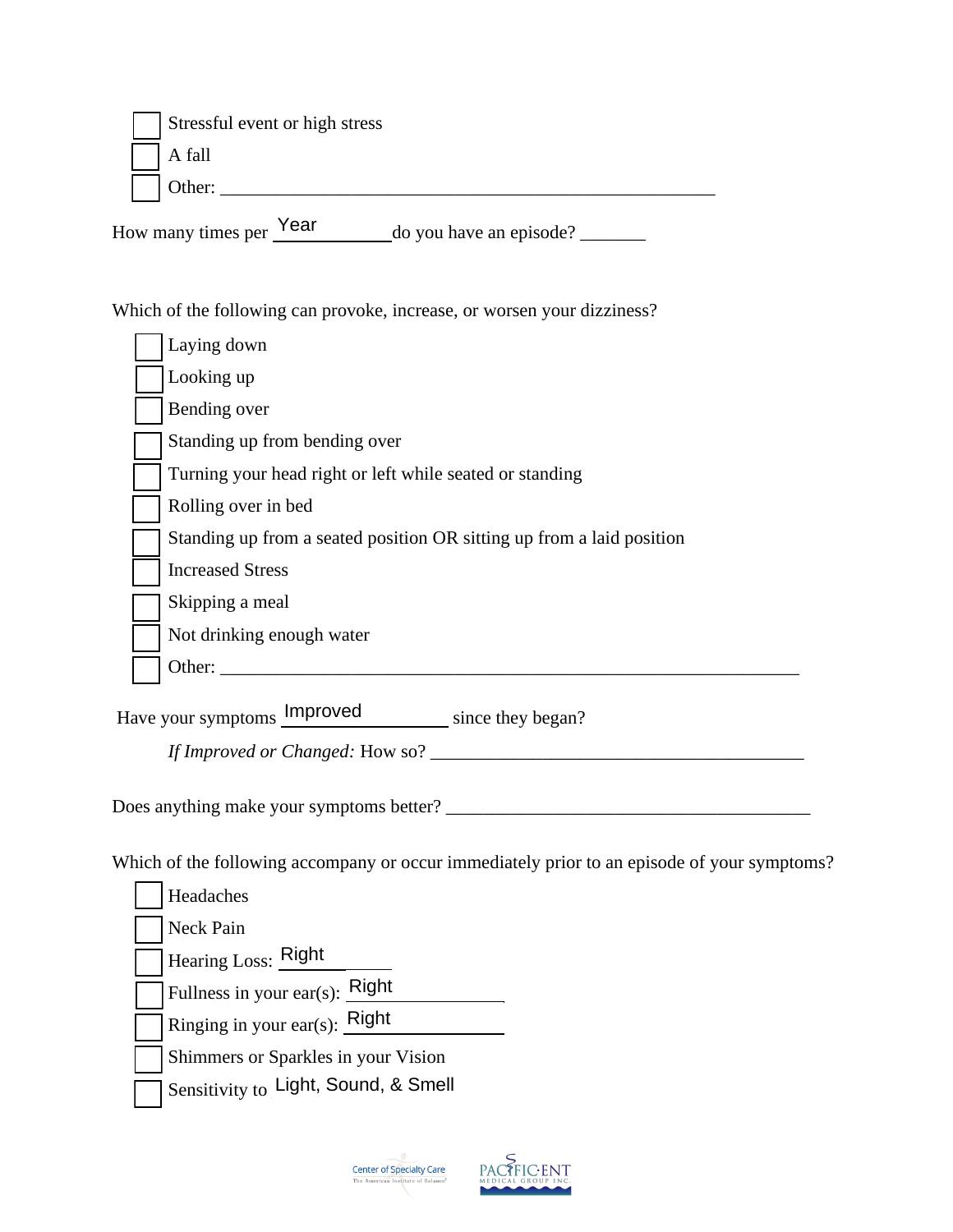- [ ] Stressful event or high stress
- [ ] A fall
- [ ] Other: ______________________________________________________

How many times per Year __________ do you have an episode? _______

Which of the following can provoke, increase, or worsen your dizziness?

- [ ] Laying down
- [ ] Looking up
- [ ] Bending over
- [ ] Standing up from bending over
- [ ] Turning your head right or left while seated or standing
- [ ] Rolling over in bed
- [ ] Standing up from a seated position OR sitting up from a laid position
- [ ] Increased Stress
- [ ] Skipping a meal
- [ ] Not drinking enough water
- [ ] Other: ________________________________________________________________

Have your symptoms Improved __________ since they began?

*If Improved or Changed:* How so? __________________________________________

Does anything make your symptoms better? ________________________________________

Which of the following accompany or occur immediately prior to an episode of your symptoms?

- [ ] Headaches
- [ ] Neck Pain
- [ ] Hearing Loss: Right
- [ ] Fullness in your ear(s): Right
- [ ] Ringing in your ear(s): Right
- [ ] Shimmers or Sparkles in your Vision
- [ ] Sensitivity to Light, Sound, & Smell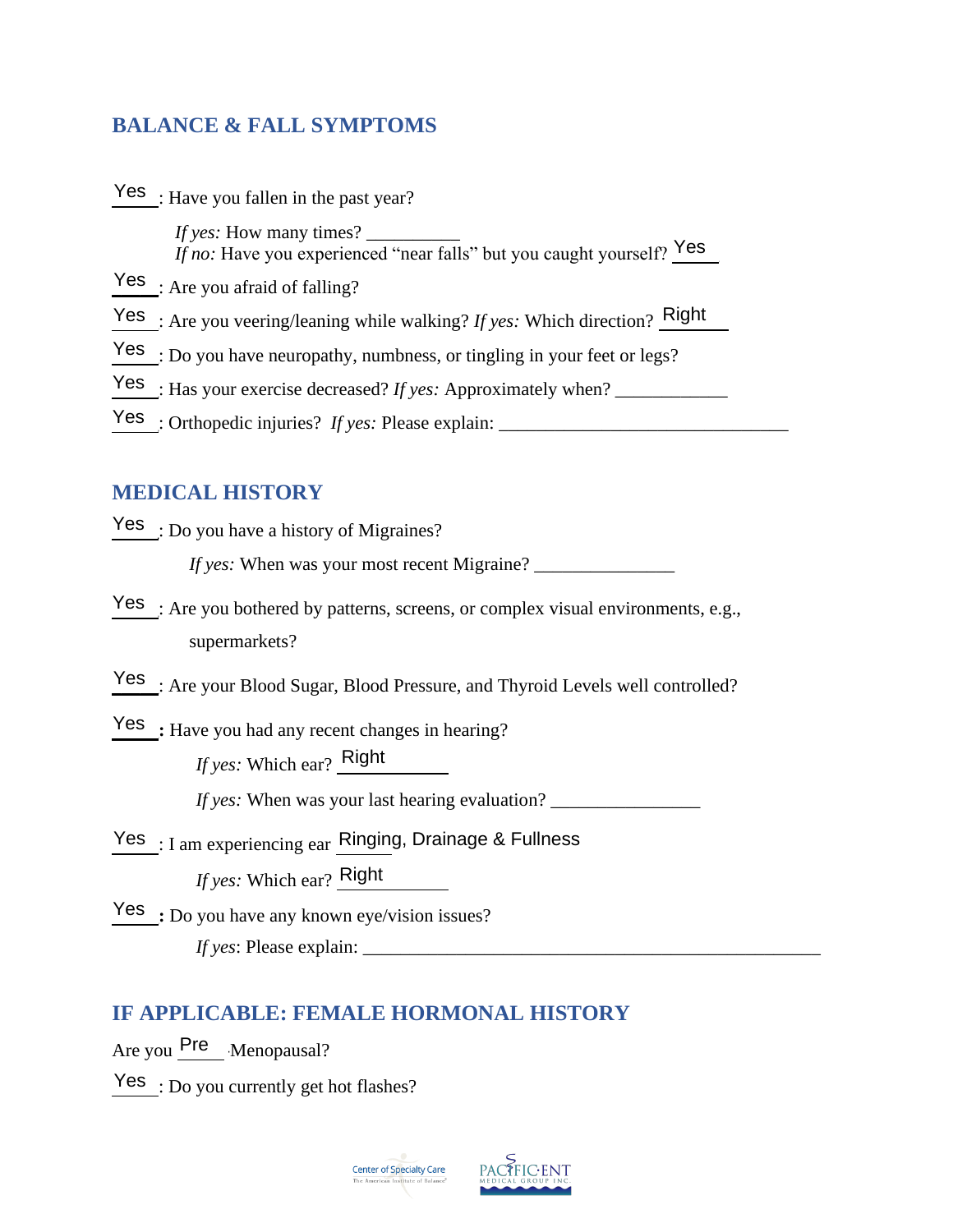## BALANCE & FALL SYMPTOMS

Yes : Have you fallen in the past year?

*If yes:* How many times? __________
*If no:* Have you experienced "near falls" but you caught yourself? Yes

Yes : Are you afraid of falling?

Yes : Are you veering/leaning while walking? *If yes:* Which direction? Right

Yes : Do you have neuropathy, numbness, or tingling in your feet or legs?

Yes : Has your exercise decreased? *If yes:* Approximately when? ____________

Yes : Orthopedic injuries? *If yes:* Please explain: _______________________________

## MEDICAL HISTORY

Yes : Do you have a history of Migraines?

*If yes:* When was your most recent Migraine? _______________

Yes : Are you bothered by patterns, screens, or complex visual environments, e.g., supermarkets?

Yes : Are your Blood Sugar, Blood Pressure, and Thyroid Levels well controlled?

Yes **:** Have you had any recent changes in hearing?

*If yes:* Which ear? Right

*If yes:* When was your last hearing evaluation? ________________

Yes : I am experiencing ear Ringing, Drainage & Fullness

*If yes:* Which ear? Right

Yes **:** Do you have any known eye/vision issues?

*If yes*: Please explain: __________________________________________________

## IF APPLICABLE: FEMALE HORMONAL HISTORY

Are you Pre Menopausal?

Yes : Do you currently get hot flashes?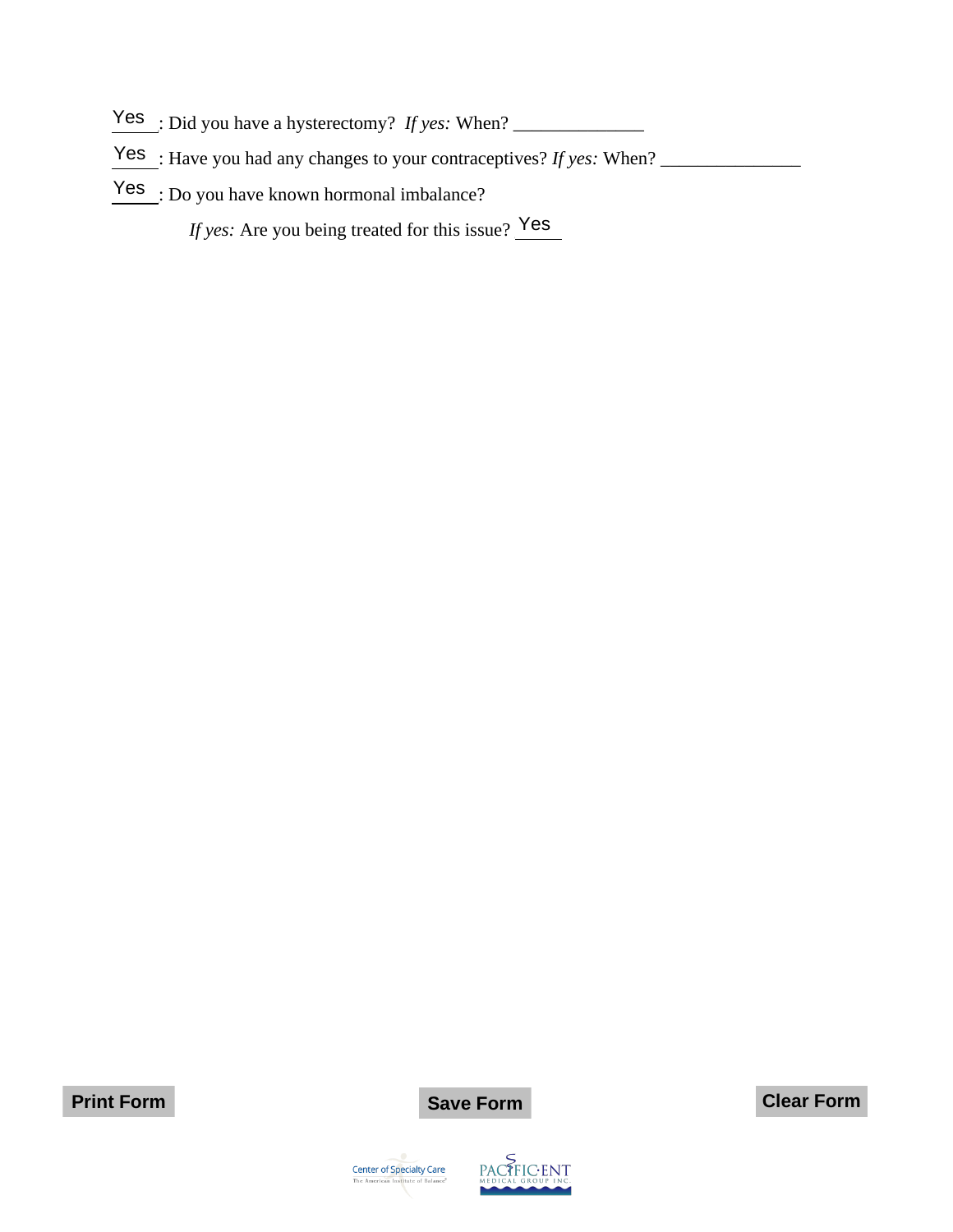Yes : Did you have a hysterectomy? *If yes:* When? ______________

Yes : Have you had any changes to your contraceptives? *If yes:* When? _______________

Yes : Do you have known hormonal imbalance?

*If yes:* Are you being treated for this issue? Yes

Print Form

Save Form

Clear Form

Center of Specialty Care
The American Institute of Balance

PACIFIC ENT
MEDICAL GROUP INC.